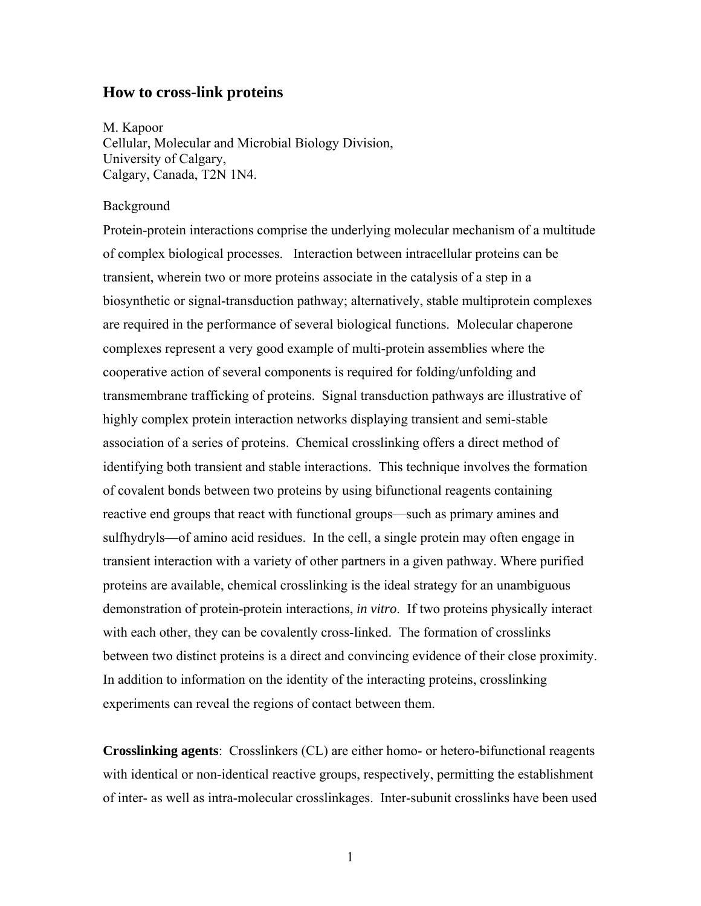# How to cross-link proteins

M. Kapoor
Cellular, Molecular and Microbial Biology Division,
University of Calgary,
Calgary, Canada, T2N 1N4.

Background

Protein-protein interactions comprise the underlying molecular mechanism of a multitude of complex biological processes. Interaction between intracellular proteins can be transient, wherein two or more proteins associate in the catalysis of a step in a biosynthetic or signal-transduction pathway; alternatively, stable multiprotein complexes are required in the performance of several biological functions. Molecular chaperone complexes represent a very good example of multi-protein assemblies where the cooperative action of several components is required for folding/unfolding and transmembrane trafficking of proteins. Signal transduction pathways are illustrative of highly complex protein interaction networks displaying transient and semi-stable association of a series of proteins. Chemical crosslinking offers a direct method of identifying both transient and stable interactions. This technique involves the formation of covalent bonds between two proteins by using bifunctional reagents containing reactive end groups that react with functional groups—such as primary amines and sulfhydryls—of amino acid residues. In the cell, a single protein may often engage in transient interaction with a variety of other partners in a given pathway. Where purified proteins are available, chemical crosslinking is the ideal strategy for an unambiguous demonstration of protein-protein interactions, *in vitro*. If two proteins physically interact with each other, they can be covalently cross-linked. The formation of crosslinks between two distinct proteins is a direct and convincing evidence of their close proximity. In addition to information on the identity of the interacting proteins, crosslinking experiments can reveal the regions of contact between them.

**Crosslinking agents**: Crosslinkers (CL) are either homo- or hetero-bifunctional reagents with identical or non-identical reactive groups, respectively, permitting the establishment of inter- as well as intra-molecular crosslinkages. Inter-subunit crosslinks have been used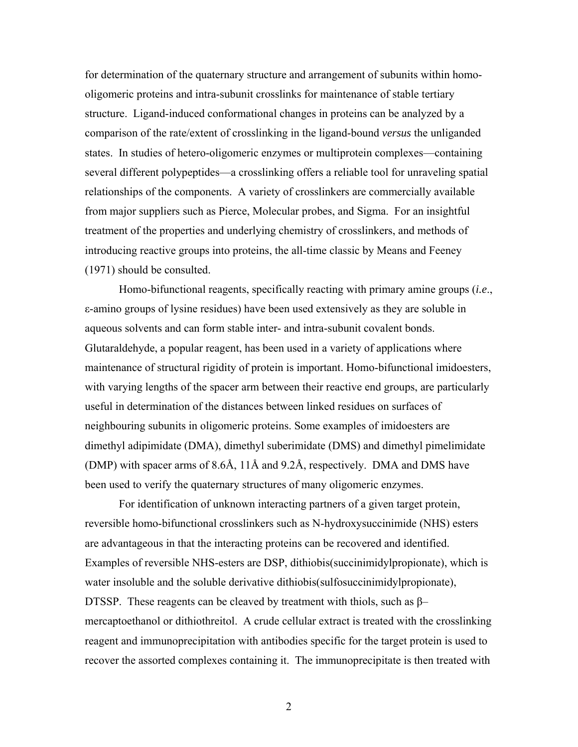for determination of the quaternary structure and arrangement of subunits within homo-oligomeric proteins and intra-subunit crosslinks for maintenance of stable tertiary structure. Ligand-induced conformational changes in proteins can be analyzed by a comparison of the rate/extent of crosslinking in the ligand-bound *versus* the unliganded states. In studies of hetero-oligomeric enzymes or multiprotein complexes—containing several different polypeptides—a crosslinking offers a reliable tool for unraveling spatial relationships of the components. A variety of crosslinkers are commercially available from major suppliers such as Pierce, Molecular probes, and Sigma. For an insightful treatment of the properties and underlying chemistry of crosslinkers, and methods of introducing reactive groups into proteins, the all-time classic by Means and Feeney (1971) should be consulted.

Homo-bifunctional reagents, specifically reacting with primary amine groups (*i.e*., ε-amino groups of lysine residues) have been used extensively as they are soluble in aqueous solvents and can form stable inter- and intra-subunit covalent bonds. Glutaraldehyde, a popular reagent, has been used in a variety of applications where maintenance of structural rigidity of protein is important. Homo-bifunctional imidoesters, with varying lengths of the spacer arm between their reactive end groups, are particularly useful in determination of the distances between linked residues on surfaces of neighbouring subunits in oligomeric proteins. Some examples of imidoesters are dimethyl adipimidate (DMA), dimethyl suberimidate (DMS) and dimethyl pimelimidate (DMP) with spacer arms of 8.6Å, 11Å and 9.2Å, respectively. DMA and DMS have been used to verify the quaternary structures of many oligomeric enzymes.

For identification of unknown interacting partners of a given target protein, reversible homo-bifunctional crosslinkers such as N-hydroxysuccinimide (NHS) esters are advantageous in that the interacting proteins can be recovered and identified. Examples of reversible NHS-esters are DSP, dithiobis(succinimidylpropionate), which is water insoluble and the soluble derivative dithiobis(sulfosuccinimidylpropionate), DTSSP. These reagents can be cleaved by treatment with thiols, such as β–mercaptoethanol or dithiothreitol. A crude cellular extract is treated with the crosslinking reagent and immunoprecipitation with antibodies specific for the target protein is used to recover the assorted complexes containing it. The immunoprecipitate is then treated with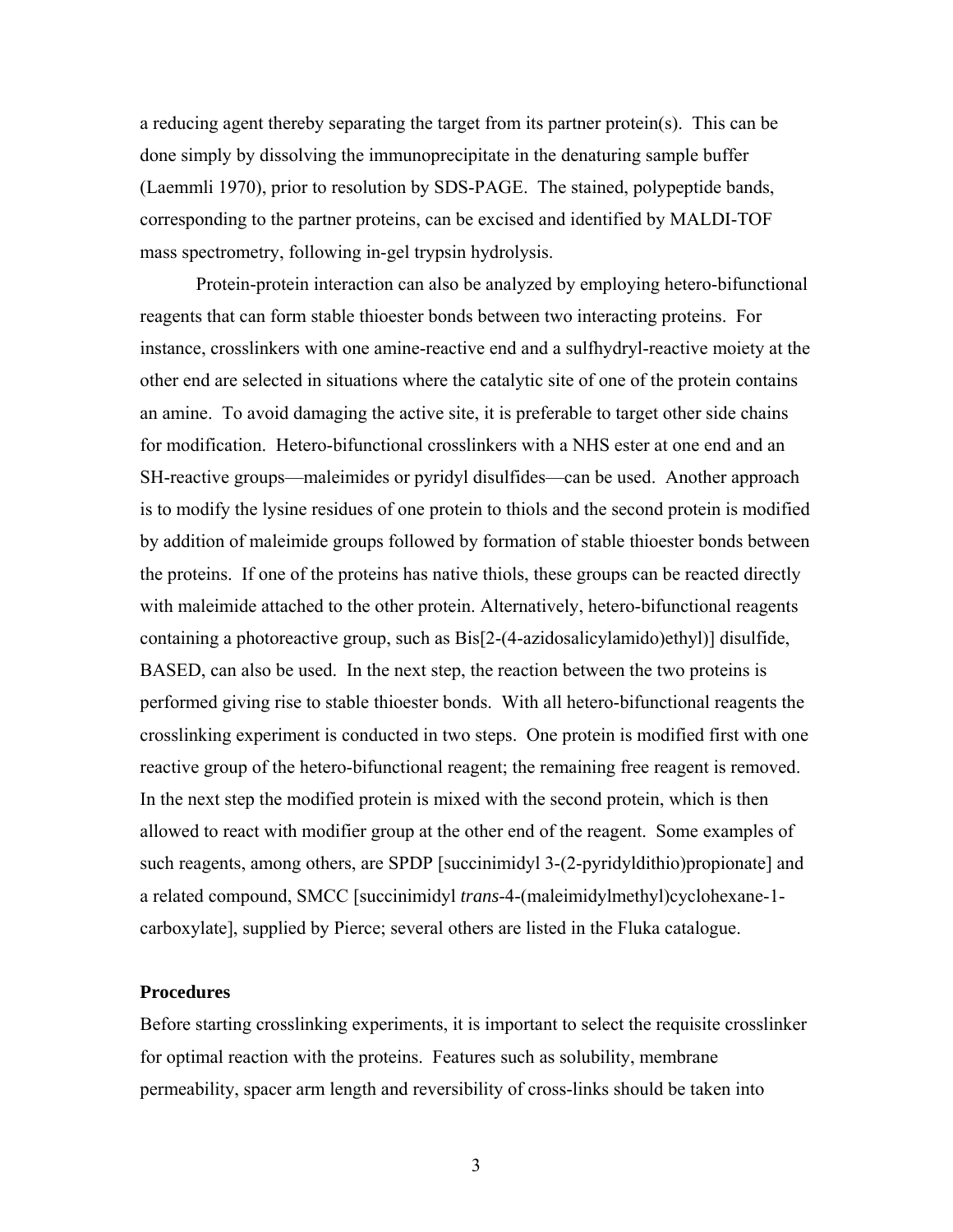a reducing agent thereby separating the target from its partner protein(s). This can be done simply by dissolving the immunoprecipitate in the denaturing sample buffer (Laemmli 1970), prior to resolution by SDS-PAGE. The stained, polypeptide bands, corresponding to the partner proteins, can be excised and identified by MALDI-TOF mass spectrometry, following in-gel trypsin hydrolysis.

Protein-protein interaction can also be analyzed by employing hetero-bifunctional reagents that can form stable thioester bonds between two interacting proteins. For instance, crosslinkers with one amine-reactive end and a sulfhydryl-reactive moiety at the other end are selected in situations where the catalytic site of one of the protein contains an amine. To avoid damaging the active site, it is preferable to target other side chains for modification. Hetero-bifunctional crosslinkers with a NHS ester at one end and an SH-reactive groups—maleimides or pyridyl disulfides—can be used. Another approach is to modify the lysine residues of one protein to thiols and the second protein is modified by addition of maleimide groups followed by formation of stable thioester bonds between the proteins. If one of the proteins has native thiols, these groups can be reacted directly with maleimide attached to the other protein. Alternatively, hetero-bifunctional reagents containing a photoreactive group, such as Bis[2-(4-azidosalicylamido)ethyl)] disulfide, BASED, can also be used. In the next step, the reaction between the two proteins is performed giving rise to stable thioester bonds. With all hetero-bifunctional reagents the crosslinking experiment is conducted in two steps. One protein is modified first with one reactive group of the hetero-bifunctional reagent; the remaining free reagent is removed. In the next step the modified protein is mixed with the second protein, which is then allowed to react with modifier group at the other end of the reagent. Some examples of such reagents, among others, are SPDP [succinimidyl 3-(2-pyridyldithio)propionate] and a related compound, SMCC [succinimidyl *trans*-4-(maleimidylmethyl)cyclohexane-1-carboxylate], supplied by Pierce; several others are listed in the Fluka catalogue.

## Procedures

Before starting crosslinking experiments, it is important to select the requisite crosslinker for optimal reaction with the proteins. Features such as solubility, membrane permeability, spacer arm length and reversibility of cross-links should be taken into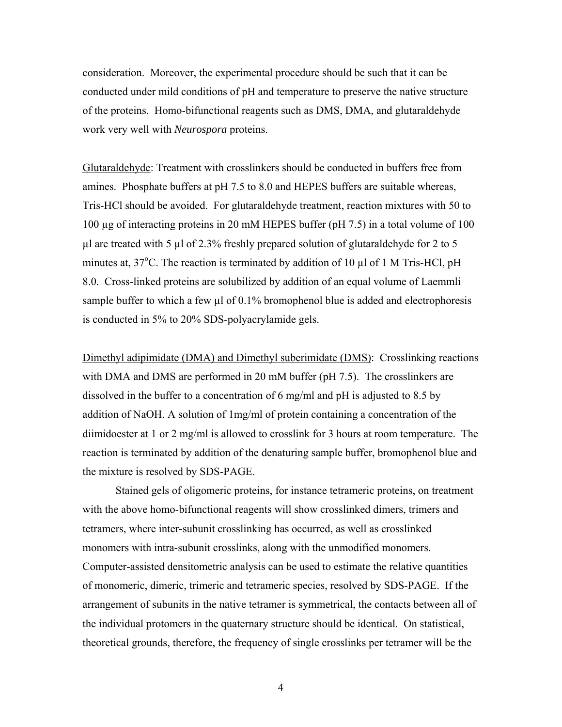consideration. Moreover, the experimental procedure should be such that it can be conducted under mild conditions of pH and temperature to preserve the native structure of the proteins. Homo-bifunctional reagents such as DMS, DMA, and glutaraldehyde work very well with *Neurospora* proteins.

Glutaraldehyde: Treatment with crosslinkers should be conducted in buffers free from amines. Phosphate buffers at pH 7.5 to 8.0 and HEPES buffers are suitable whereas, Tris-HCl should be avoided. For glutaraldehyde treatment, reaction mixtures with 50 to 100 µg of interacting proteins in 20 mM HEPES buffer (pH 7.5) in a total volume of 100 µl are treated with 5 µl of 2.3% freshly prepared solution of glutaraldehyde for 2 to 5 minutes at, 37°C. The reaction is terminated by addition of 10 µl of 1 M Tris-HCl, pH 8.0. Cross-linked proteins are solubilized by addition of an equal volume of Laemmli sample buffer to which a few µl of 0.1% bromophenol blue is added and electrophoresis is conducted in 5% to 20% SDS-polyacrylamide gels.

Dimethyl adipimidate (DMA) and Dimethyl suberimidate (DMS): Crosslinking reactions with DMA and DMS are performed in 20 mM buffer (pH 7.5). The crosslinkers are dissolved in the buffer to a concentration of 6 mg/ml and pH is adjusted to 8.5 by addition of NaOH. A solution of 1mg/ml of protein containing a concentration of the diimidoester at 1 or 2 mg/ml is allowed to crosslink for 3 hours at room temperature. The reaction is terminated by addition of the denaturing sample buffer, bromophenol blue and the mixture is resolved by SDS-PAGE.

Stained gels of oligomeric proteins, for instance tetrameric proteins, on treatment with the above homo-bifunctional reagents will show crosslinked dimers, trimers and tetramers, where inter-subunit crosslinking has occurred, as well as crosslinked monomers with intra-subunit crosslinks, along with the unmodified monomers. Computer-assisted densitometric analysis can be used to estimate the relative quantities of monomeric, dimeric, trimeric and tetrameric species, resolved by SDS-PAGE. If the arrangement of subunits in the native tetramer is symmetrical, the contacts between all of the individual protomers in the quaternary structure should be identical. On statistical, theoretical grounds, therefore, the frequency of single crosslinks per tetramer will be the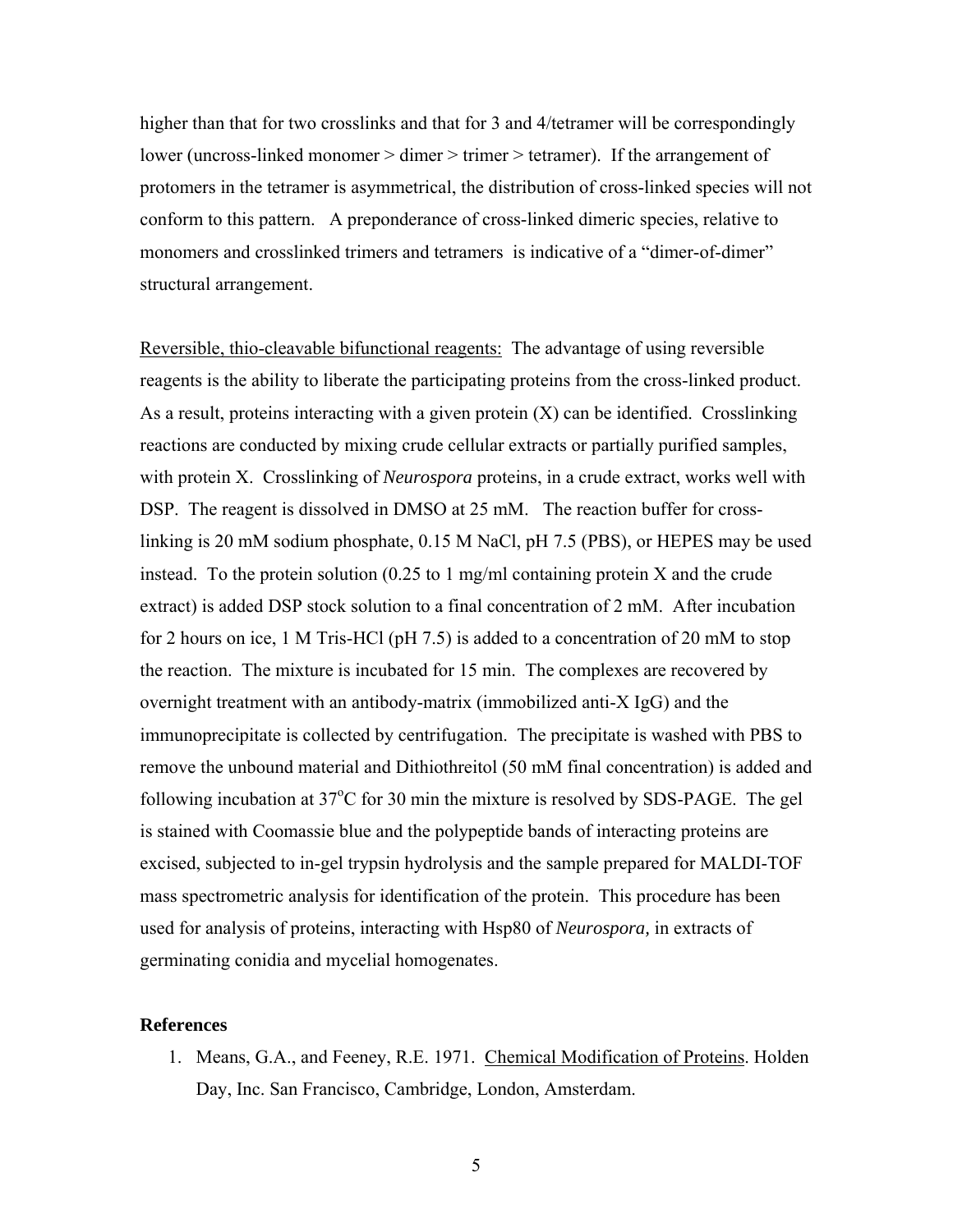higher than that for two crosslinks and that for 3 and 4/tetramer will be correspondingly lower (uncross-linked monomer > dimer > trimer > tetramer). If the arrangement of protomers in the tetramer is asymmetrical, the distribution of cross-linked species will not conform to this pattern. A preponderance of cross-linked dimeric species, relative to monomers and crosslinked trimers and tetramers is indicative of a "dimer-of-dimer" structural arrangement.

<u>Reversible, thio-cleavable bifunctional reagents:</u> The advantage of using reversible reagents is the ability to liberate the participating proteins from the cross-linked product. As a result, proteins interacting with a given protein (X) can be identified. Crosslinking reactions are conducted by mixing crude cellular extracts or partially purified samples, with protein X. Crosslinking of *Neurospora* proteins, in a crude extract, works well with DSP. The reagent is dissolved in DMSO at 25 mM. The reaction buffer for cross-linking is 20 mM sodium phosphate, 0.15 M NaCl, pH 7.5 (PBS), or HEPES may be used instead. To the protein solution (0.25 to 1 mg/ml containing protein X and the crude extract) is added DSP stock solution to a final concentration of 2 mM. After incubation for 2 hours on ice, 1 M Tris-HCl (pH 7.5) is added to a concentration of 20 mM to stop the reaction. The mixture is incubated for 15 min. The complexes are recovered by overnight treatment with an antibody-matrix (immobilized anti-X IgG) and the immunoprecipitate is collected by centrifugation. The precipitate is washed with PBS to remove the unbound material and Dithiothreitol (50 mM final concentration) is added and following incubation at 37°C for 30 min the mixture is resolved by SDS-PAGE. The gel is stained with Coomassie blue and the polypeptide bands of interacting proteins are excised, subjected to in-gel trypsin hydrolysis and the sample prepared for MALDI-TOF mass spectrometric analysis for identification of the protein. This procedure has been used for analysis of proteins, interacting with Hsp80 of *Neurospora,* in extracts of germinating conidia and mycelial homogenates.

### References

1. Means, G.A., and Feeney, R.E. 1971. <u>Chemical Modification of Proteins</u>. Holden Day, Inc. San Francisco, Cambridge, London, Amsterdam.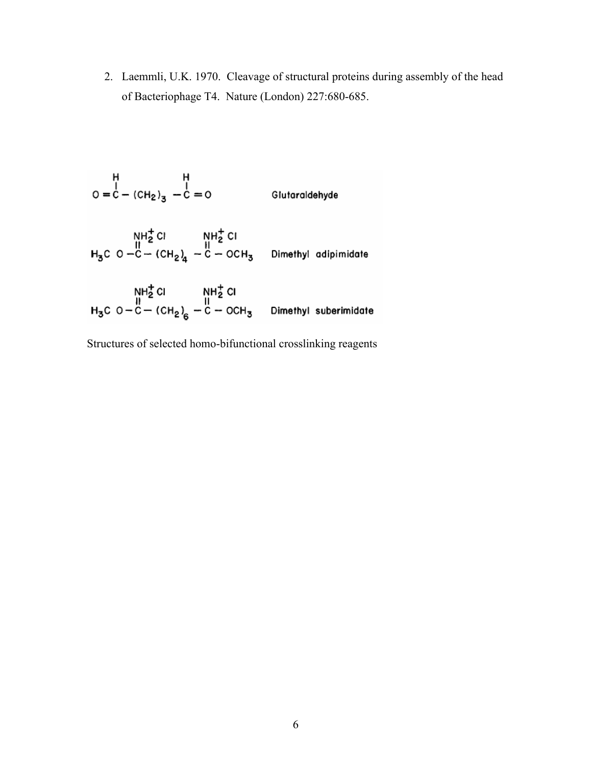2. Laemmli, U.K. 1970. Cleavage of structural proteins during assembly of the head of Bacteriophage T4. Nature (London) 227:680-685.

$O=CH-(CH_2)_3-CH=O$ Glutaraldehyde

$H_3C\,O-C(=NH_2^+Cl^-)-(CH_2)_4-C(=NH_2^+Cl^-)-OCH_3$ Dimethyl adipimidate

$H_3C\,O-C(=NH_2^+Cl^-)-(CH_2)_6-C(=NH_2^+Cl^-)-OCH_3$ Dimethyl suberimidate

Structures of selected homo-bifunctional crosslinking reagents